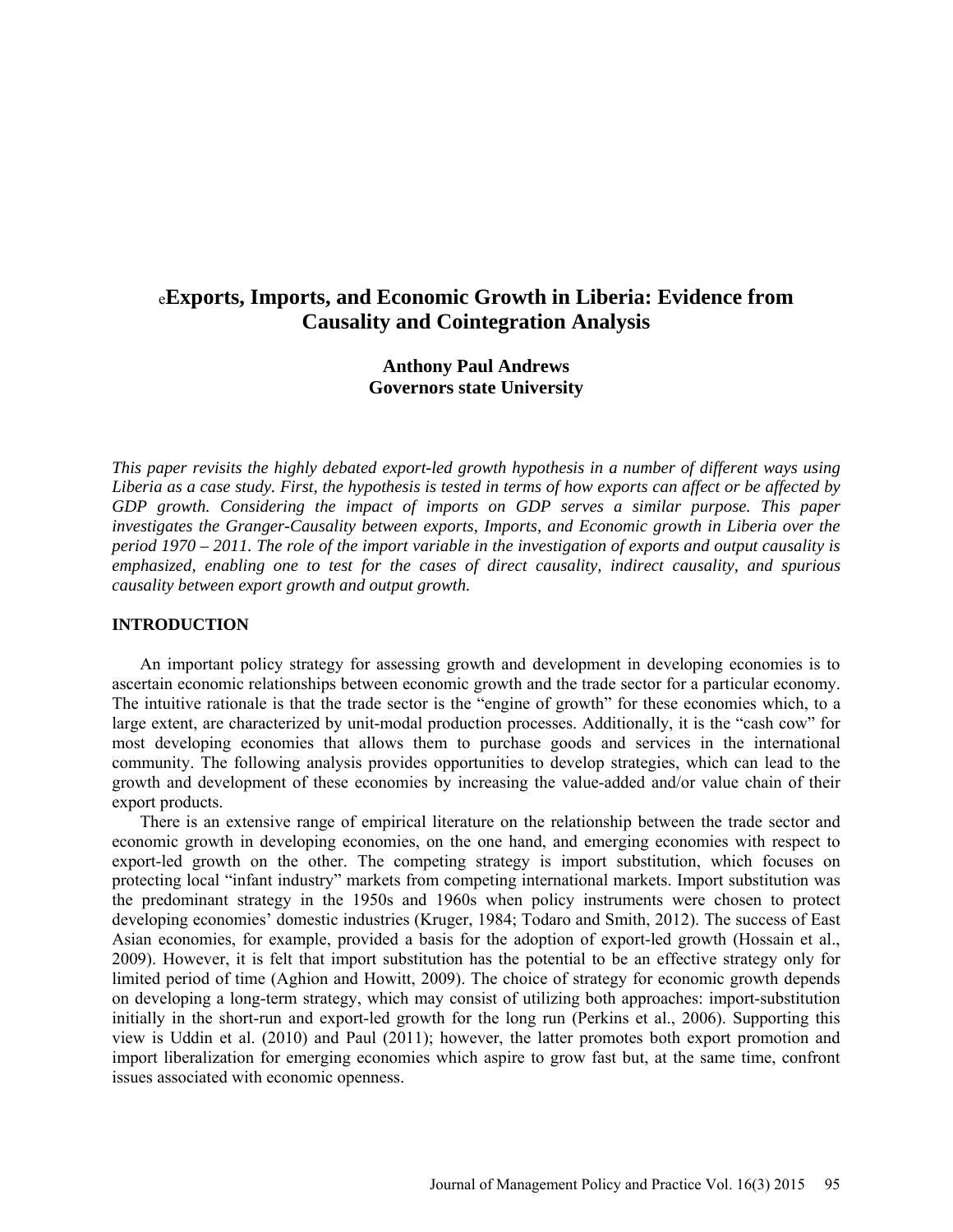# Exports, Imports, and Economic Growth in Liberia: Evidence from Causality and Cointegration Analysis

**Anthony Paul Andrews**
**Governors state University**

*This paper revisits the highly debated export-led growth hypothesis in a number of different ways using Liberia as a case study. First, the hypothesis is tested in terms of how exports can affect or be affected by GDP growth. Considering the impact of imports on GDP serves a similar purpose. This paper investigates the Granger-Causality between exports, Imports, and Economic growth in Liberia over the period 1970 – 2011. The role of the import variable in the investigation of exports and output causality is emphasized, enabling one to test for the cases of direct causality, indirect causality, and spurious causality between export growth and output growth.*

## INTRODUCTION

An important policy strategy for assessing growth and development in developing economies is to ascertain economic relationships between economic growth and the trade sector for a particular economy. The intuitive rationale is that the trade sector is the "engine of growth" for these economies which, to a large extent, are characterized by unit-modal production processes. Additionally, it is the "cash cow" for most developing economies that allows them to purchase goods and services in the international community. The following analysis provides opportunities to develop strategies, which can lead to the growth and development of these economies by increasing the value-added and/or value chain of their export products.

There is an extensive range of empirical literature on the relationship between the trade sector and economic growth in developing economies, on the one hand, and emerging economies with respect to export-led growth on the other. The competing strategy is import substitution, which focuses on protecting local "infant industry" markets from competing international markets. Import substitution was the predominant strategy in the 1950s and 1960s when policy instruments were chosen to protect developing economies' domestic industries (Kruger, 1984; Todaro and Smith, 2012). The success of East Asian economies, for example, provided a basis for the adoption of export-led growth (Hossain et al., 2009). However, it is felt that import substitution has the potential to be an effective strategy only for limited period of time (Aghion and Howitt, 2009). The choice of strategy for economic growth depends on developing a long-term strategy, which may consist of utilizing both approaches: import-substitution initially in the short-run and export-led growth for the long run (Perkins et al., 2006). Supporting this view is Uddin et al. (2010) and Paul (2011); however, the latter promotes both export promotion and import liberalization for emerging economies which aspire to grow fast but, at the same time, confront issues associated with economic openness.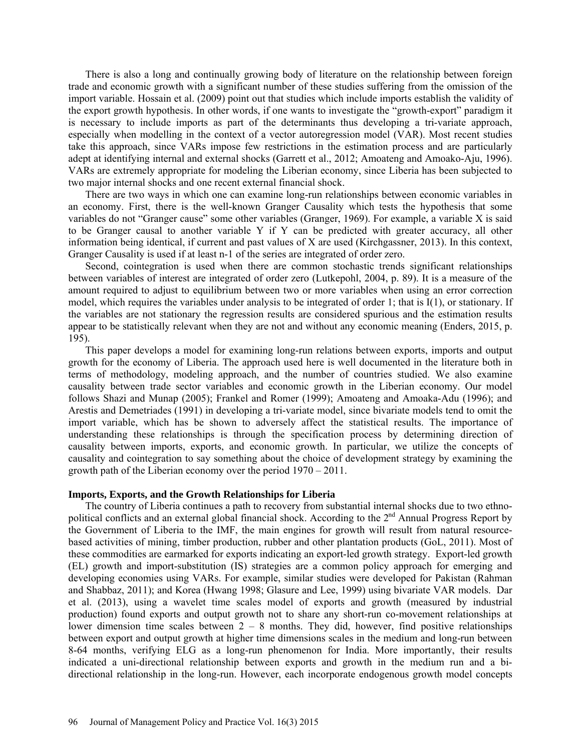There is also a long and continually growing body of literature on the relationship between foreign trade and economic growth with a significant number of these studies suffering from the omission of the import variable. Hossain et al. (2009) point out that studies which include imports establish the validity of the export growth hypothesis. In other words, if one wants to investigate the "growth-export" paradigm it is necessary to include imports as part of the determinants thus developing a tri-variate approach, especially when modelling in the context of a vector autoregression model (VAR). Most recent studies take this approach, since VARs impose few restrictions in the estimation process and are particularly adept at identifying internal and external shocks (Garrett et al., 2012; Amoateng and Amoako-Aju, 1996). VARs are extremely appropriate for modeling the Liberian economy, since Liberia has been subjected to two major internal shocks and one recent external financial shock.

There are two ways in which one can examine long-run relationships between economic variables in an economy. First, there is the well-known Granger Causality which tests the hypothesis that some variables do not "Granger cause" some other variables (Granger, 1969). For example, a variable X is said to be Granger causal to another variable Y if Y can be predicted with greater accuracy, all other information being identical, if current and past values of X are used (Kirchgassner, 2013). In this context, Granger Causality is used if at least n-1 of the series are integrated of order zero.

Second, cointegration is used when there are common stochastic trends significant relationships between variables of interest are integrated of order zero (Lutkepohl, 2004, p. 89). It is a measure of the amount required to adjust to equilibrium between two or more variables when using an error correction model, which requires the variables under analysis to be integrated of order 1; that is I(1), or stationary. If the variables are not stationary the regression results are considered spurious and the estimation results appear to be statistically relevant when they are not and without any economic meaning (Enders, 2015, p. 195).

This paper develops a model for examining long-run relations between exports, imports and output growth for the economy of Liberia. The approach used here is well documented in the literature both in terms of methodology, modeling approach, and the number of countries studied. We also examine causality between trade sector variables and economic growth in the Liberian economy. Our model follows Shazi and Munap (2005); Frankel and Romer (1999); Amoateng and Amoaka-Adu (1996); and Arestis and Demetriades (1991) in developing a tri-variate model, since bivariate models tend to omit the import variable, which has been shown to adversely affect the statistical results. The importance of understanding these relationships is through the specification process by determining direction of causality between imports, exports, and economic growth. In particular, we utilize the concepts of causality and cointegration to say something about the choice of development strategy by examining the growth path of the Liberian economy over the period 1970 – 2011.

**Imports, Exports, and the Growth Relationships for Liberia**

The country of Liberia continues a path to recovery from substantial internal shocks due to two ethno-political conflicts and an external global financial shock. According to the 2nd Annual Progress Report by the Government of Liberia to the IMF, the main engines for growth will result from natural resource-based activities of mining, timber production, rubber and other plantation products (GoL, 2011). Most of these commodities are earmarked for exports indicating an export-led growth strategy. Export-led growth (EL) growth and import-substitution (IS) strategies are a common policy approach for emerging and developing economies using VARs. For example, similar studies were developed for Pakistan (Rahman and Shabbaz, 2011); and Korea (Hwang 1998; Glasure and Lee, 1999) using bivariate VAR models. Dar et al. (2013), using a wavelet time scales model of exports and growth (measured by industrial production) found exports and output growth not to share any short-run co-movement relationships at lower dimension time scales between 2 – 8 months. They did, however, find positive relationships between export and output growth at higher time dimensions scales in the medium and long-run between 8-64 months, verifying ELG as a long-run phenomenon for India. More importantly, their results indicated a uni-directional relationship between exports and growth in the medium run and a bi-directional relationship in the long-run. However, each incorporate endogenous growth model concepts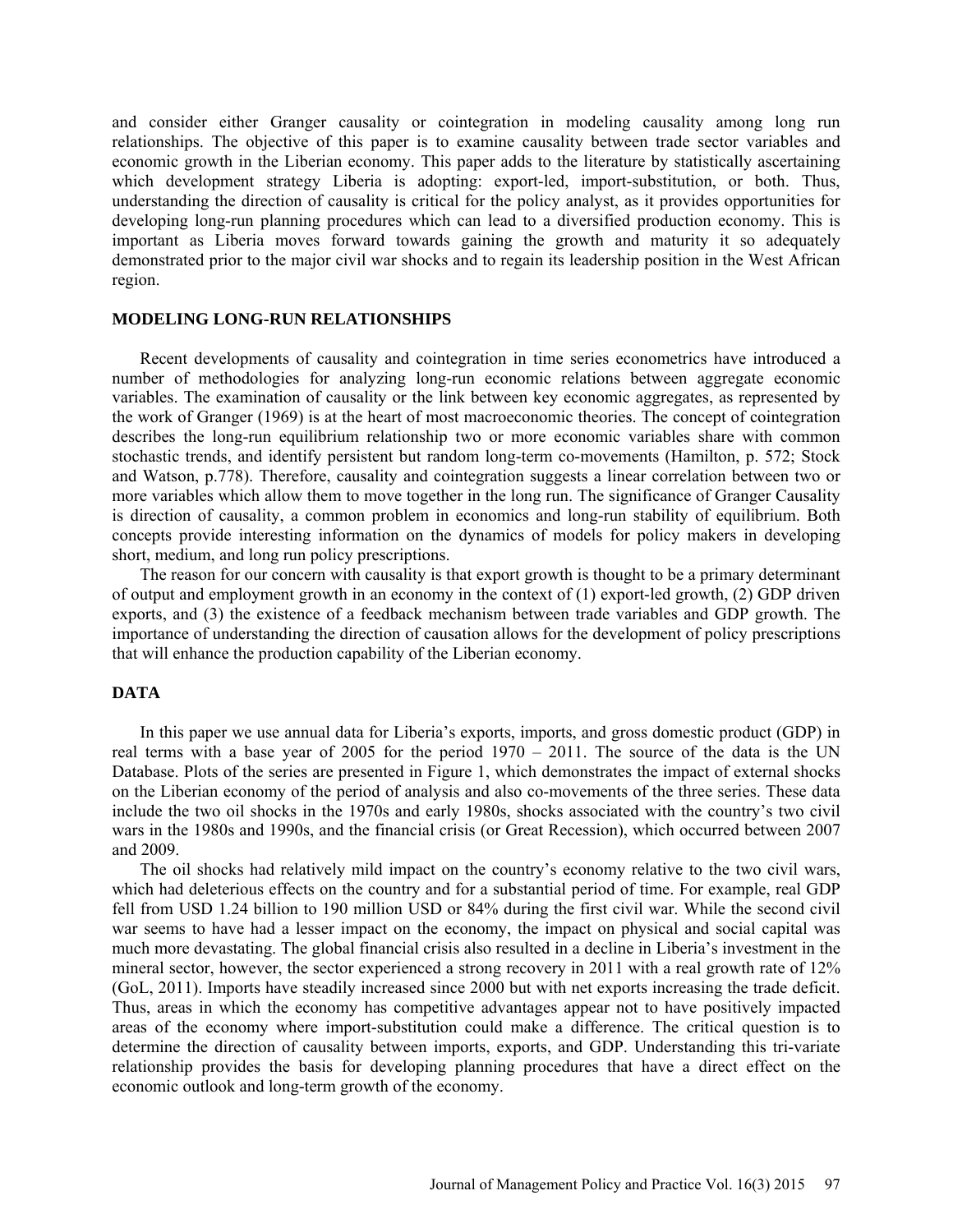and consider either Granger causality or cointegration in modeling causality among long run relationships. The objective of this paper is to examine causality between trade sector variables and economic growth in the Liberian economy. This paper adds to the literature by statistically ascertaining which development strategy Liberia is adopting: export-led, import-substitution, or both. Thus, understanding the direction of causality is critical for the policy analyst, as it provides opportunities for developing long-run planning procedures which can lead to a diversified production economy. This is important as Liberia moves forward towards gaining the growth and maturity it so adequately demonstrated prior to the major civil war shocks and to regain its leadership position in the West African region.

## MODELING LONG-RUN RELATIONSHIPS

Recent developments of causality and cointegration in time series econometrics have introduced a number of methodologies for analyzing long-run economic relations between aggregate economic variables. The examination of causality or the link between key economic aggregates, as represented by the work of Granger (1969) is at the heart of most macroeconomic theories. The concept of cointegration describes the long-run equilibrium relationship two or more economic variables share with common stochastic trends, and identify persistent but random long-term co-movements (Hamilton, p. 572; Stock and Watson, p.778). Therefore, causality and cointegration suggests a linear correlation between two or more variables which allow them to move together in the long run. The significance of Granger Causality is direction of causality, a common problem in economics and long-run stability of equilibrium. Both concepts provide interesting information on the dynamics of models for policy makers in developing short, medium, and long run policy prescriptions.

The reason for our concern with causality is that export growth is thought to be a primary determinant of output and employment growth in an economy in the context of (1) export-led growth, (2) GDP driven exports, and (3) the existence of a feedback mechanism between trade variables and GDP growth. The importance of understanding the direction of causation allows for the development of policy prescriptions that will enhance the production capability of the Liberian economy.

## DATA

In this paper we use annual data for Liberia's exports, imports, and gross domestic product (GDP) in real terms with a base year of 2005 for the period 1970 – 2011. The source of the data is the UN Database. Plots of the series are presented in Figure 1, which demonstrates the impact of external shocks on the Liberian economy of the period of analysis and also co-movements of the three series. These data include the two oil shocks in the 1970s and early 1980s, shocks associated with the country's two civil wars in the 1980s and 1990s, and the financial crisis (or Great Recession), which occurred between 2007 and 2009.

The oil shocks had relatively mild impact on the country's economy relative to the two civil wars, which had deleterious effects on the country and for a substantial period of time. For example, real GDP fell from USD 1.24 billion to 190 million USD or 84% during the first civil war. While the second civil war seems to have had a lesser impact on the economy, the impact on physical and social capital was much more devastating. The global financial crisis also resulted in a decline in Liberia's investment in the mineral sector, however, the sector experienced a strong recovery in 2011 with a real growth rate of 12% (GoL, 2011). Imports have steadily increased since 2000 but with net exports increasing the trade deficit. Thus, areas in which the economy has competitive advantages appear not to have positively impacted areas of the economy where import-substitution could make a difference. The critical question is to determine the direction of causality between imports, exports, and GDP. Understanding this tri-variate relationship provides the basis for developing planning procedures that have a direct effect on the economic outlook and long-term growth of the economy.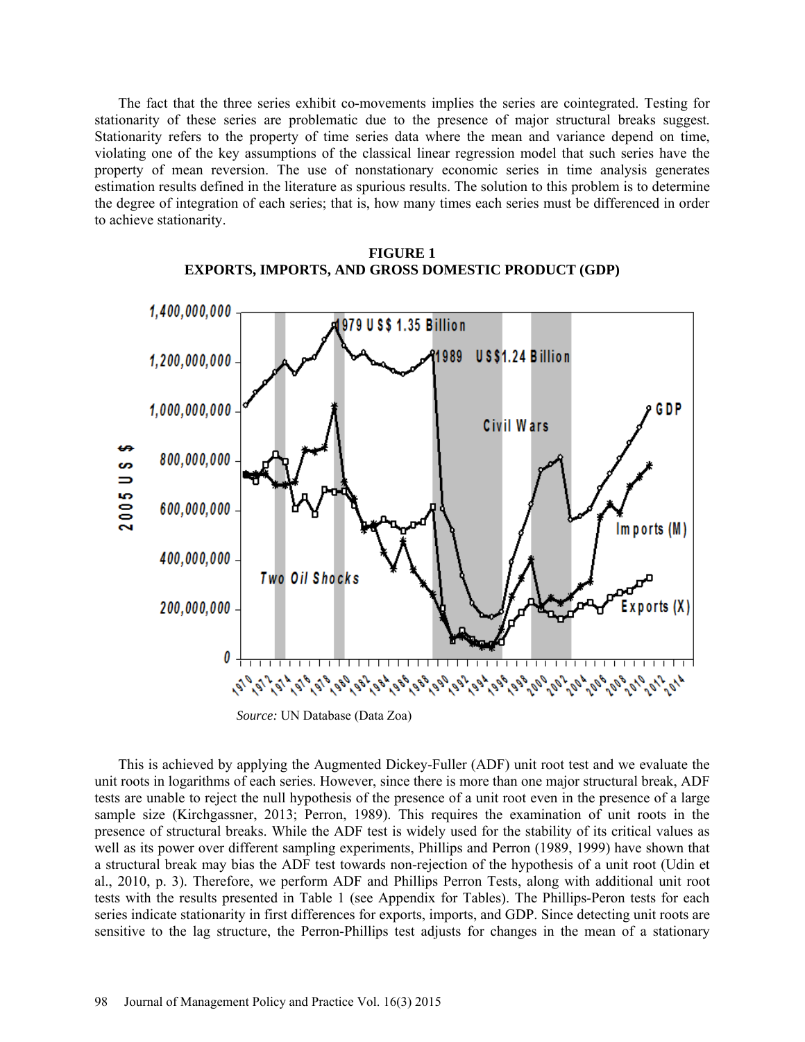The fact that the three series exhibit co-movements implies the series are cointegrated. Testing for stationarity of these series are problematic due to the presence of major structural breaks suggest. Stationarity refers to the property of time series data where the mean and variance depend on time, violating one of the key assumptions of the classical linear regression model that such series have the property of mean reversion. The use of nonstationary economic series in time analysis generates estimation results defined in the literature as spurious results. The solution to this problem is to determine the degree of integration of each series; that is, how many times each series must be differenced in order to achieve stationarity.

**FIGURE 1**
**EXPORTS, IMPORTS, AND GROSS DOMESTIC PRODUCT (GDP)**

*Source:* UN Database (Data Zoa)

This is achieved by applying the Augmented Dickey-Fuller (ADF) unit root test and we evaluate the unit roots in logarithms of each series. However, since there is more than one major structural break, ADF tests are unable to reject the null hypothesis of the presence of a unit root even in the presence of a large sample size (Kirchgassner, 2013; Perron, 1989). This requires the examination of unit roots in the presence of structural breaks. While the ADF test is widely used for the stability of its critical values as well as its power over different sampling experiments, Phillips and Perron (1989, 1999) have shown that a structural break may bias the ADF test towards non-rejection of the hypothesis of a unit root (Udin et al., 2010, p. 3). Therefore, we perform ADF and Phillips Perron Tests, along with additional unit root tests with the results presented in Table 1 (see Appendix for Tables). The Phillips-Peron tests for each series indicate stationarity in first differences for exports, imports, and GDP. Since detecting unit roots are sensitive to the lag structure, the Perron-Phillips test adjusts for changes in the mean of a stationary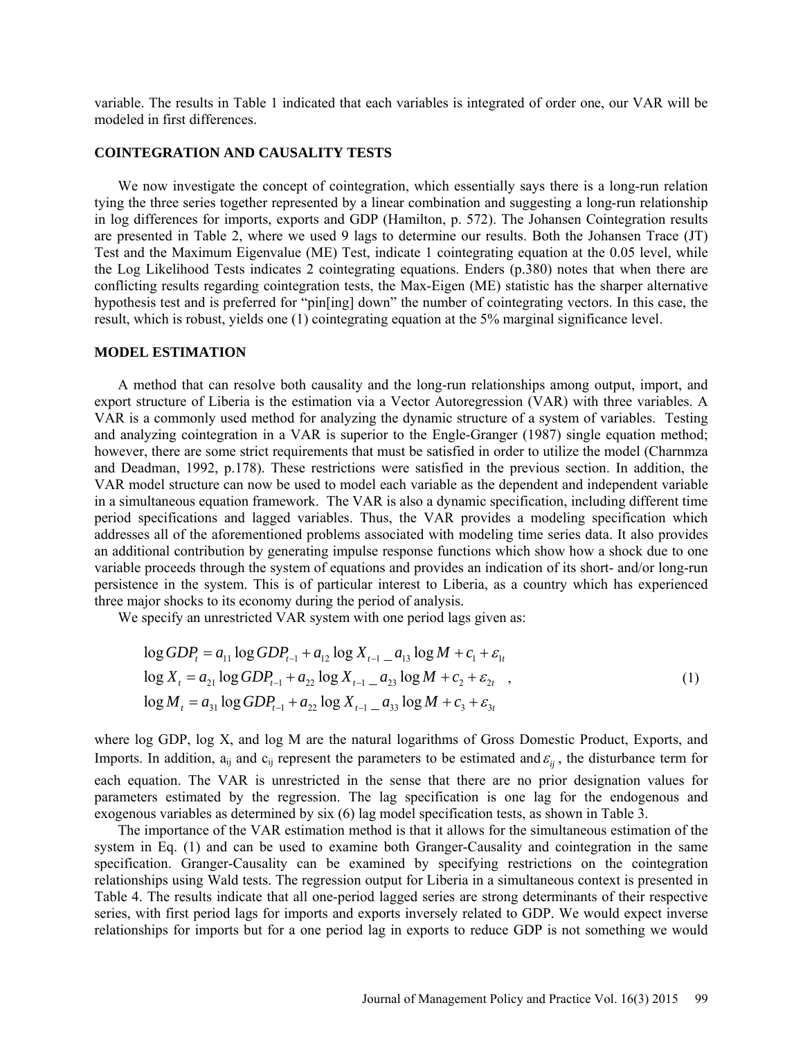variable. The results in Table 1 indicated that each variables is integrated of order one, our VAR will be modeled in first differences.

## COINTEGRATION AND CAUSALITY TESTS

We now investigate the concept of cointegration, which essentially says there is a long-run relation tying the three series together represented by a linear combination and suggesting a long-run relationship in log differences for imports, exports and GDP (Hamilton, p. 572). The Johansen Cointegration results are presented in Table 2, where we used 9 lags to determine our results. Both the Johansen Trace (JT) Test and the Maximum Eigenvalue (ME) Test, indicate 1 cointegrating equation at the 0.05 level, while the Log Likelihood Tests indicates 2 cointegrating equations. Enders (p.380) notes that when there are conflicting results regarding cointegration tests, the Max-Eigen (ME) statistic has the sharper alternative hypothesis test and is preferred for "pin[ing] down" the number of cointegrating vectors. In this case, the result, which is robust, yields one (1) cointegrating equation at the 5% marginal significance level.

## MODEL ESTIMATION

A method that can resolve both causality and the long-run relationships among output, import, and export structure of Liberia is the estimation via a Vector Autoregression (VAR) with three variables. A VAR is a commonly used method for analyzing the dynamic structure of a system of variables. Testing and analyzing cointegration in a VAR is superior to the Engle-Granger (1987) single equation method; however, there are some strict requirements that must be satisfied in order to utilize the model (Charnmza and Deadman, 1992, p.178). These restrictions were satisfied in the previous section. In addition, the VAR model structure can now be used to model each variable as the dependent and independent variable in a simultaneous equation framework. The VAR is also a dynamic specification, including different time period specifications and lagged variables. Thus, the VAR provides a modeling specification which addresses all of the aforementioned problems associated with modeling time series data. It also provides an additional contribution by generating impulse response functions which show how a shock due to one variable proceeds through the system of equations and provides an indication of its short- and/or long-run persistence in the system. This is of particular interest to Liberia, as a country which has experienced three major shocks to its economy during the period of analysis.

We specify an unrestricted VAR system with one period lags given as:

$$
\begin{aligned}
\log GDP_t &= a_{11} \log GDP_{t-1} + a_{12} \log X_{t-1} \_ a_{13} \log M + c_1 + \varepsilon_{1t} \\
\log X_t &= a_{21} \log GDP_{t-1} + a_{22} \log X_{t-1} \_ a_{23} \log M + c_2 + \varepsilon_{2t} \quad , \\
\log M_t &= a_{31} \log GDP_{t-1} + a_{22} \log X_{t-1} \_ a_{33} \log M + c_3 + \varepsilon_{3t}
\end{aligned}
\tag{1}
$$

where log GDP, log X, and log M are the natural logarithms of Gross Domestic Product, Exports, and Imports. In addition, $a_{ij}$ and $c_{ij}$ represent the parameters to be estimated and $\varepsilon_{ij}$, the disturbance term for each equation. The VAR is unrestricted in the sense that there are no prior designation values for parameters estimated by the regression. The lag specification is one lag for the endogenous and exogenous variables as determined by six (6) lag model specification tests, as shown in Table 3.

The importance of the VAR estimation method is that it allows for the simultaneous estimation of the system in Eq. (1) and can be used to examine both Granger-Causality and cointegration in the same specification. Granger-Causality can be examined by specifying restrictions on the cointegration relationships using Wald tests. The regression output for Liberia in a simultaneous context is presented in Table 4. The results indicate that all one-period lagged series are strong determinants of their respective series, with first period lags for imports and exports inversely related to GDP. We would expect inverse relationships for imports but for a one period lag in exports to reduce GDP is not something we would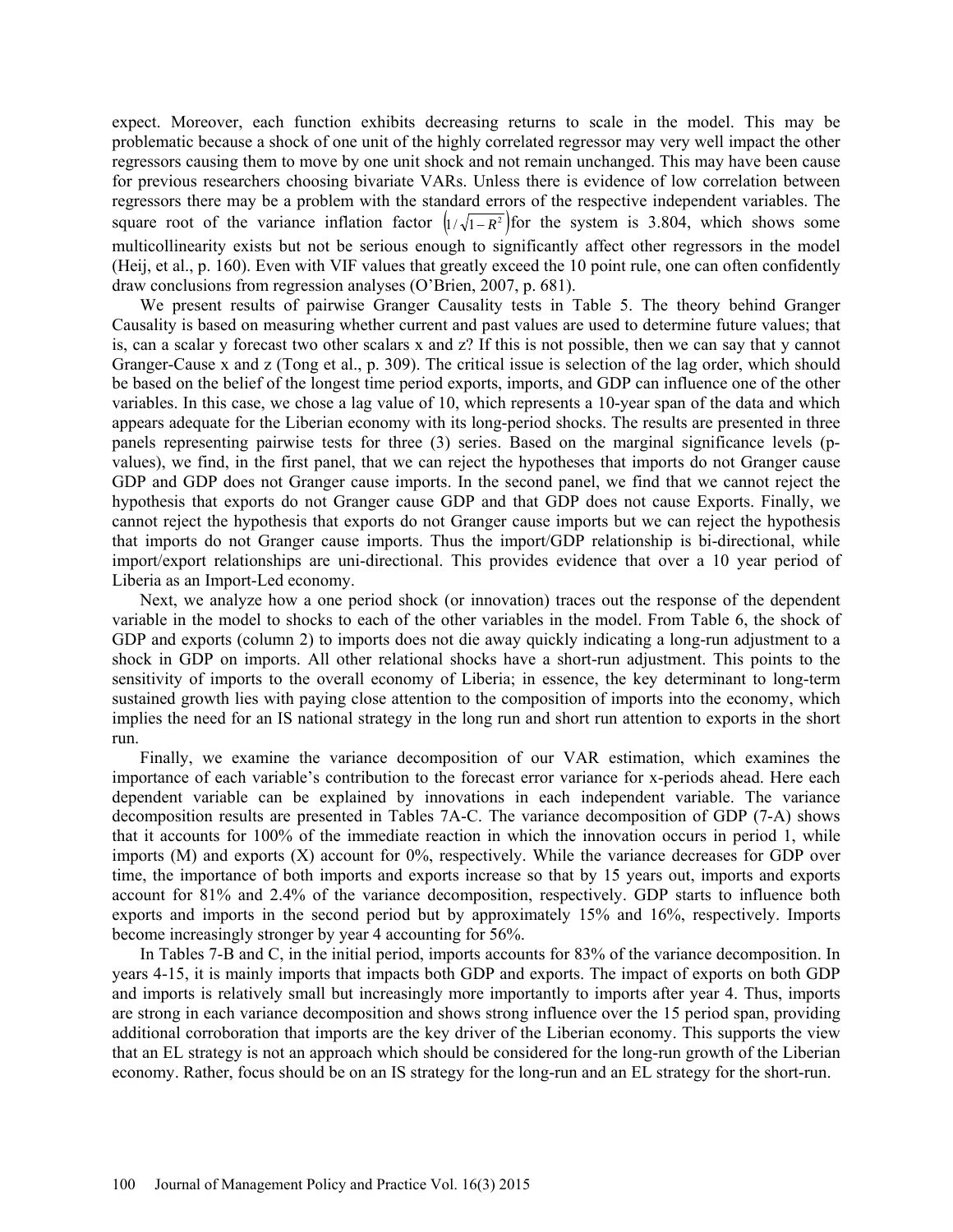expect. Moreover, each function exhibits decreasing returns to scale in the model. This may be problematic because a shock of one unit of the highly correlated regressor may very well impact the other regressors causing them to move by one unit shock and not remain unchanged. This may have been cause for previous researchers choosing bivariate VARs. Unless there is evidence of low correlation between regressors there may be a problem with the standard errors of the respective independent variables. The square root of the variance inflation factor $\left(1/\sqrt{1-R^2}\right)$for the system is 3.804, which shows some multicollinearity exists but not be serious enough to significantly affect other regressors in the model (Heij, et al., p. 160). Even with VIF values that greatly exceed the 10 point rule, one can often confidently draw conclusions from regression analyses (O'Brien, 2007, p. 681).

We present results of pairwise Granger Causality tests in Table 5. The theory behind Granger Causality is based on measuring whether current and past values are used to determine future values; that is, can a scalar y forecast two other scalars x and z? If this is not possible, then we can say that y cannot Granger-Cause x and z (Tong et al., p. 309). The critical issue is selection of the lag order, which should be based on the belief of the longest time period exports, imports, and GDP can influence one of the other variables. In this case, we chose a lag value of 10, which represents a 10-year span of the data and which appears adequate for the Liberian economy with its long-period shocks. The results are presented in three panels representing pairwise tests for three (3) series. Based on the marginal significance levels (p-values), we find, in the first panel, that we can reject the hypotheses that imports do not Granger cause GDP and GDP does not Granger cause imports. In the second panel, we find that we cannot reject the hypothesis that exports do not Granger cause GDP and that GDP does not cause Exports. Finally, we cannot reject the hypothesis that exports do not Granger cause imports but we can reject the hypothesis that imports do not Granger cause imports. Thus the import/GDP relationship is bi-directional, while import/export relationships are uni-directional. This provides evidence that over a 10 year period of Liberia as an Import-Led economy.

Next, we analyze how a one period shock (or innovation) traces out the response of the dependent variable in the model to shocks to each of the other variables in the model. From Table 6, the shock of GDP and exports (column 2) to imports does not die away quickly indicating a long-run adjustment to a shock in GDP on imports. All other relational shocks have a short-run adjustment. This points to the sensitivity of imports to the overall economy of Liberia; in essence, the key determinant to long-term sustained growth lies with paying close attention to the composition of imports into the economy, which implies the need for an IS national strategy in the long run and short run attention to exports in the short run.

Finally, we examine the variance decomposition of our VAR estimation, which examines the importance of each variable's contribution to the forecast error variance for x-periods ahead. Here each dependent variable can be explained by innovations in each independent variable. The variance decomposition results are presented in Tables 7A-C. The variance decomposition of GDP (7-A) shows that it accounts for 100% of the immediate reaction in which the innovation occurs in period 1, while imports (M) and exports (X) account for 0%, respectively. While the variance decreases for GDP over time, the importance of both imports and exports increase so that by 15 years out, imports and exports account for 81% and 2.4% of the variance decomposition, respectively. GDP starts to influence both exports and imports in the second period but by approximately 15% and 16%, respectively. Imports become increasingly stronger by year 4 accounting for 56%.

In Tables 7-B and C, in the initial period, imports accounts for 83% of the variance decomposition. In years 4-15, it is mainly imports that impacts both GDP and exports. The impact of exports on both GDP and imports is relatively small but increasingly more importantly to imports after year 4. Thus, imports are strong in each variance decomposition and shows strong influence over the 15 period span, providing additional corroboration that imports are the key driver of the Liberian economy. This supports the view that an EL strategy is not an approach which should be considered for the long-run growth of the Liberian economy. Rather, focus should be on an IS strategy for the long-run and an EL strategy for the short-run.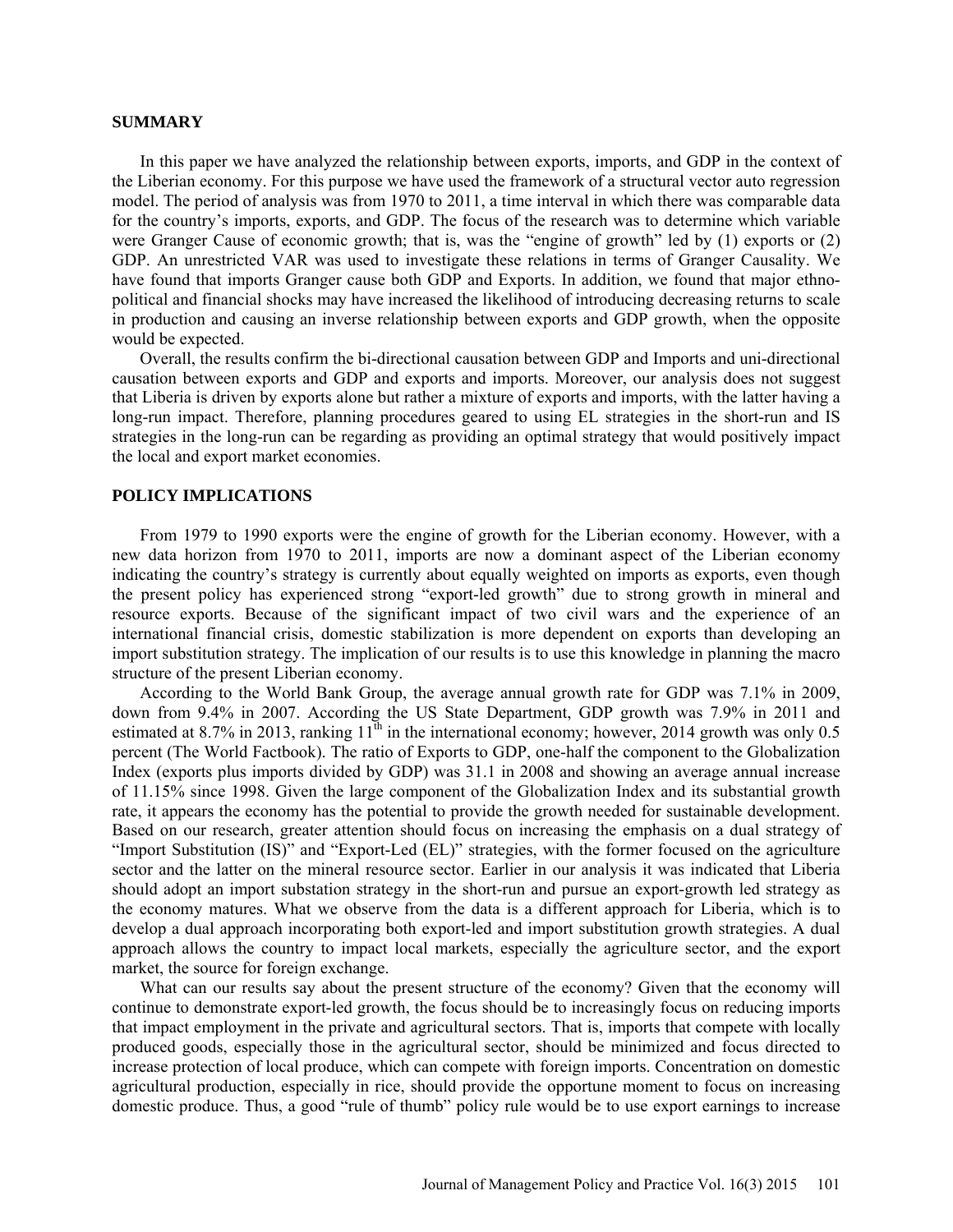## SUMMARY

In this paper we have analyzed the relationship between exports, imports, and GDP in the context of the Liberian economy. For this purpose we have used the framework of a structural vector auto regression model. The period of analysis was from 1970 to 2011, a time interval in which there was comparable data for the country's imports, exports, and GDP. The focus of the research was to determine which variable were Granger Cause of economic growth; that is, was the "engine of growth" led by (1) exports or (2) GDP. An unrestricted VAR was used to investigate these relations in terms of Granger Causality. We have found that imports Granger cause both GDP and Exports. In addition, we found that major ethno-political and financial shocks may have increased the likelihood of introducing decreasing returns to scale in production and causing an inverse relationship between exports and GDP growth, when the opposite would be expected.

Overall, the results confirm the bi-directional causation between GDP and Imports and uni-directional causation between exports and GDP and exports and imports. Moreover, our analysis does not suggest that Liberia is driven by exports alone but rather a mixture of exports and imports, with the latter having a long-run impact. Therefore, planning procedures geared to using EL strategies in the short-run and IS strategies in the long-run can be regarding as providing an optimal strategy that would positively impact the local and export market economies.

## POLICY IMPLICATIONS

From 1979 to 1990 exports were the engine of growth for the Liberian economy. However, with a new data horizon from 1970 to 2011, imports are now a dominant aspect of the Liberian economy indicating the country's strategy is currently about equally weighted on imports as exports, even though the present policy has experienced strong "export-led growth" due to strong growth in mineral and resource exports. Because of the significant impact of two civil wars and the experience of an international financial crisis, domestic stabilization is more dependent on exports than developing an import substitution strategy. The implication of our results is to use this knowledge in planning the macro structure of the present Liberian economy.

According to the World Bank Group, the average annual growth rate for GDP was 7.1% in 2009, down from 9.4% in 2007. According the US State Department, GDP growth was 7.9% in 2011 and estimated at 8.7% in 2013, ranking 11th in the international economy; however, 2014 growth was only 0.5 percent (The World Factbook). The ratio of Exports to GDP, one-half the component to the Globalization Index (exports plus imports divided by GDP) was 31.1 in 2008 and showing an average annual increase of 11.15% since 1998. Given the large component of the Globalization Index and its substantial growth rate, it appears the economy has the potential to provide the growth needed for sustainable development. Based on our research, greater attention should focus on increasing the emphasis on a dual strategy of "Import Substitution (IS)" and "Export-Led (EL)" strategies, with the former focused on the agriculture sector and the latter on the mineral resource sector. Earlier in our analysis it was indicated that Liberia should adopt an import substation strategy in the short-run and pursue an export-growth led strategy as the economy matures. What we observe from the data is a different approach for Liberia, which is to develop a dual approach incorporating both export-led and import substitution growth strategies. A dual approach allows the country to impact local markets, especially the agriculture sector, and the export market, the source for foreign exchange.

What can our results say about the present structure of the economy? Given that the economy will continue to demonstrate export-led growth, the focus should be to increasingly focus on reducing imports that impact employment in the private and agricultural sectors. That is, imports that compete with locally produced goods, especially those in the agricultural sector, should be minimized and focus directed to increase protection of local produce, which can compete with foreign imports. Concentration on domestic agricultural production, especially in rice, should provide the opportune moment to focus on increasing domestic produce. Thus, a good "rule of thumb" policy rule would be to use export earnings to increase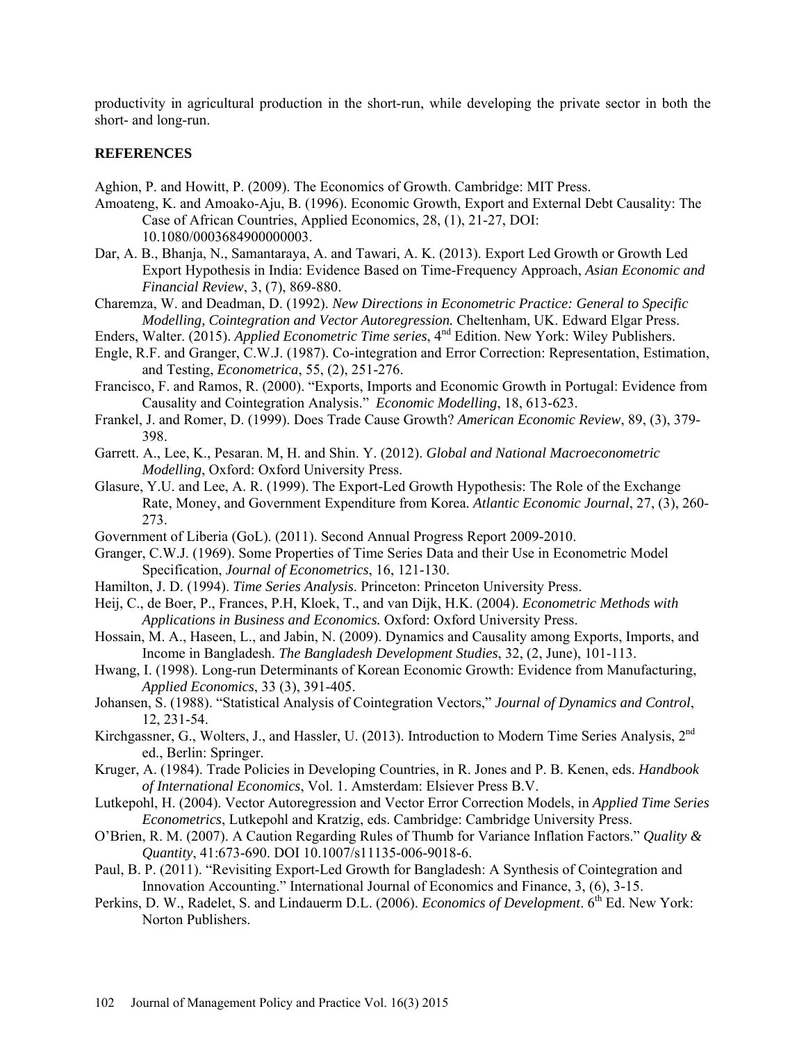productivity in agricultural production in the short-run, while developing the private sector in both the short- and long-run.

## REFERENCES

Aghion, P. and Howitt, P. (2009). The Economics of Growth. Cambridge: MIT Press.

Amoateng, K. and Amoako-Aju, B. (1996). Economic Growth, Export and External Debt Causality: The Case of African Countries, Applied Economics, 28, (1), 21-27, DOI: 10.1080/0003684900000003.

Dar, A. B., Bhanja, N., Samantaraya, A. and Tawari, A. K. (2013). Export Led Growth or Growth Led Export Hypothesis in India: Evidence Based on Time-Frequency Approach, *Asian Economic and Financial Review*, 3, (7), 869-880.

Charemza, W. and Deadman, D. (1992). *New Directions in Econometric Practice: General to Specific Modelling, Cointegration and Vector Autoregression.* Cheltenham, UK. Edward Elgar Press.

Enders, Walter. (2015). *Applied Econometric Time series*, 4th Edition. New York: Wiley Publishers.

Engle, R.F. and Granger, C.W.J. (1987). Co-integration and Error Correction: Representation, Estimation, and Testing, *Econometrica*, 55, (2), 251-276.

Francisco, F. and Ramos, R. (2000). "Exports, Imports and Economic Growth in Portugal: Evidence from Causality and Cointegration Analysis." *Economic Modelling*, 18, 613-623.

Frankel, J. and Romer, D. (1999). Does Trade Cause Growth? *American Economic Review*, 89, (3), 379-398.

Garrett. A., Lee, K., Pesaran. M, H. and Shin. Y. (2012). *Global and National Macroeconometric Modelling*, Oxford: Oxford University Press.

Glasure, Y.U. and Lee, A. R. (1999). The Export-Led Growth Hypothesis: The Role of the Exchange Rate, Money, and Government Expenditure from Korea. *Atlantic Economic Journal*, 27, (3), 260-273.

Government of Liberia (GoL). (2011). Second Annual Progress Report 2009-2010.

Granger, C.W.J. (1969). Some Properties of Time Series Data and their Use in Econometric Model Specification, *Journal of Econometrics*, 16, 121-130.

Hamilton, J. D. (1994). *Time Series Analysis*. Princeton: Princeton University Press.

Heij, C., de Boer, P., Frances, P.H, Kloek, T., and van Dijk, H.K. (2004). *Econometric Methods with Applications in Business and Economics.* Oxford: Oxford University Press.

Hossain, M. A., Haseen, L., and Jabin, N. (2009). Dynamics and Causality among Exports, Imports, and Income in Bangladesh. *The Bangladesh Development Studies*, 32, (2, June), 101-113.

Hwang, I. (1998). Long-run Determinants of Korean Economic Growth: Evidence from Manufacturing, *Applied Economics*, 33 (3), 391-405.

Johansen, S. (1988). "Statistical Analysis of Cointegration Vectors," *Journal of Dynamics and Control*, 12, 231-54.

Kirchgassner, G., Wolters, J., and Hassler, U. (2013). Introduction to Modern Time Series Analysis, 2nd ed., Berlin: Springer.

Kruger, A. (1984). Trade Policies in Developing Countries, in R. Jones and P. B. Kenen, eds. *Handbook of International Economics*, Vol. 1. Amsterdam: Elsiever Press B.V.

Lutkepohl, H. (2004). Vector Autoregression and Vector Error Correction Models, in *Applied Time Series Econometrics*, Lutkepohl and Kratzig, eds. Cambridge: Cambridge University Press.

O'Brien, R. M. (2007). A Caution Regarding Rules of Thumb for Variance Inflation Factors." *Quality & Quantity*, 41:673-690. DOI 10.1007/s11135-006-9018-6.

Paul, B. P. (2011). "Revisiting Export-Led Growth for Bangladesh: A Synthesis of Cointegration and Innovation Accounting." International Journal of Economics and Finance, 3, (6), 3-15.

Perkins, D. W., Radelet, S. and Lindauerm D.L. (2006). *Economics of Development*. 6th Ed. New York: Norton Publishers.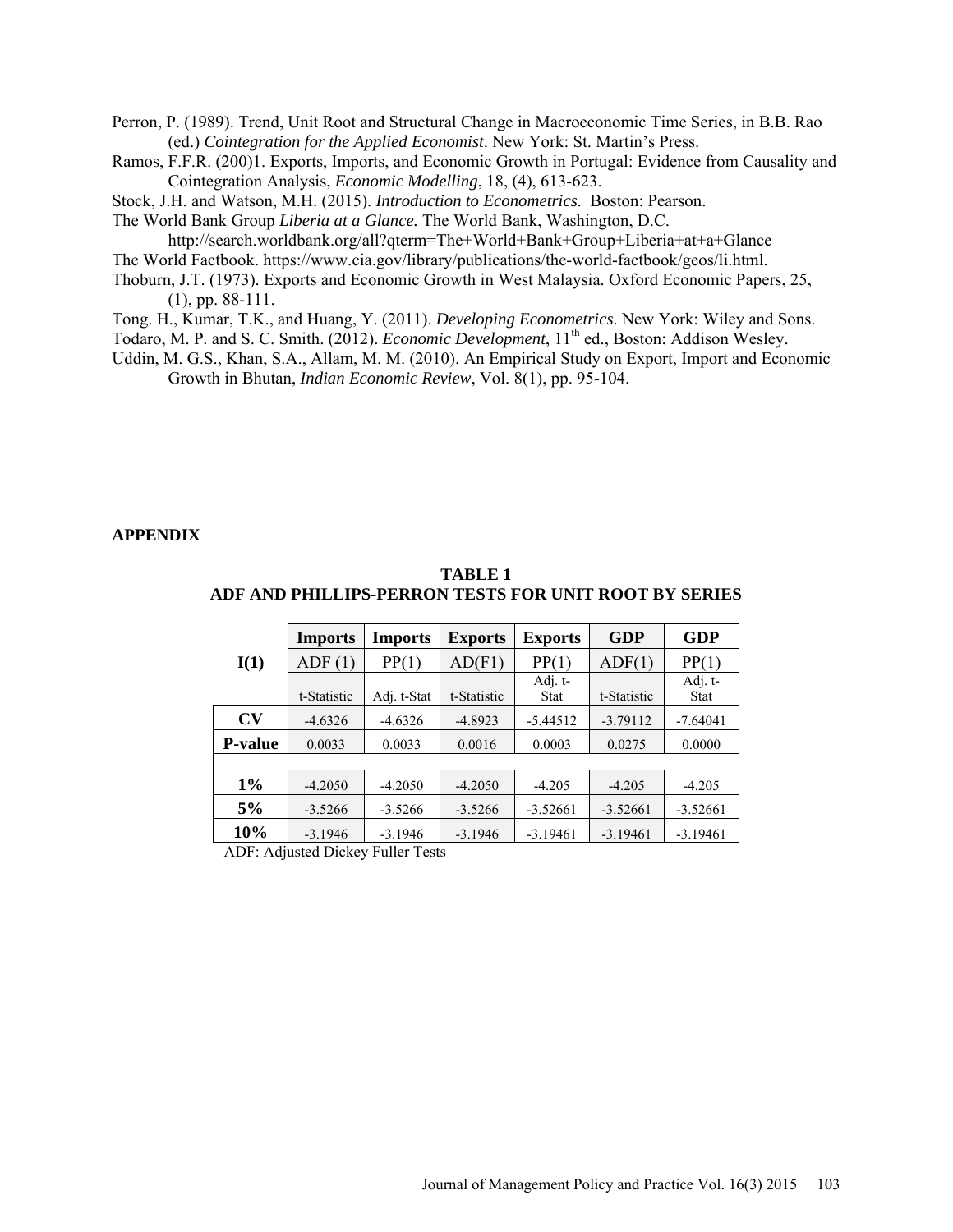Perron, P. (1989). Trend, Unit Root and Structural Change in Macroeconomic Time Series, in B.B. Rao (ed.) *Cointegration for the Applied Economist*. New York: St. Martin's Press.

Ramos, F.F.R. (200)1. Exports, Imports, and Economic Growth in Portugal: Evidence from Causality and Cointegration Analysis, *Economic Modelling*, 18, (4), 613-623.

Stock, J.H. and Watson, M.H. (2015). *Introduction to Econometrics.* Boston: Pearson.

The World Bank Group *Liberia at a Glance.* The World Bank, Washington, D.C. http://search.worldbank.org/all?qterm=The+World+Bank+Group+Liberia+at+a+Glance

The World Factbook. https://www.cia.gov/library/publications/the-world-factbook/geos/li.html.

Thoburn, J.T. (1973). Exports and Economic Growth in West Malaysia. Oxford Economic Papers, 25, (1), pp. 88-111.

Tong. H., Kumar, T.K., and Huang, Y. (2011). *Developing Econometrics*. New York: Wiley and Sons.

Todaro, M. P. and S. C. Smith. (2012). *Economic Development*, 11th ed., Boston: Addison Wesley.

Uddin, M. G.S., Khan, S.A., Allam, M. M. (2010). An Empirical Study on Export, Import and Economic Growth in Bhutan, *Indian Economic Review*, Vol. 8(1), pp. 95-104.

**APPENDIX**

**TABLE 1**
**ADF AND PHILLIPS-PERRON TESTS FOR UNIT ROOT BY SERIES**

| I(1) | Imports | Imports | Exports | Exports | GDP | GDP |
|---|---|---|---|---|---|---|
| | ADF (1) | PP(1) | AD(F1) | PP(1) | ADF(1) | PP(1) |
| | t-Statistic | Adj. t-Stat | t-Statistic | Adj. t-Stat | t-Statistic | Adj. t-Stat |
| **CV** | -4.6326 | -4.6326 | -4.8923 | -5.44512 | -3.79112 | -7.64041 |
| **P-value** | 0.0033 | 0.0033 | 0.0016 | 0.0003 | 0.0275 | 0.0000 |
| | | | | | | |
| **1%** | -4.2050 | -4.2050 | -4.2050 | -4.205 | -4.205 | -4.205 |
| **5%** | -3.5266 | -3.5266 | -3.5266 | -3.52661 | -3.52661 | -3.52661 |
| **10%** | -3.1946 | -3.1946 | -3.1946 | -3.19461 | -3.19461 | -3.19461 |

ADF: Adjusted Dickey Fuller Tests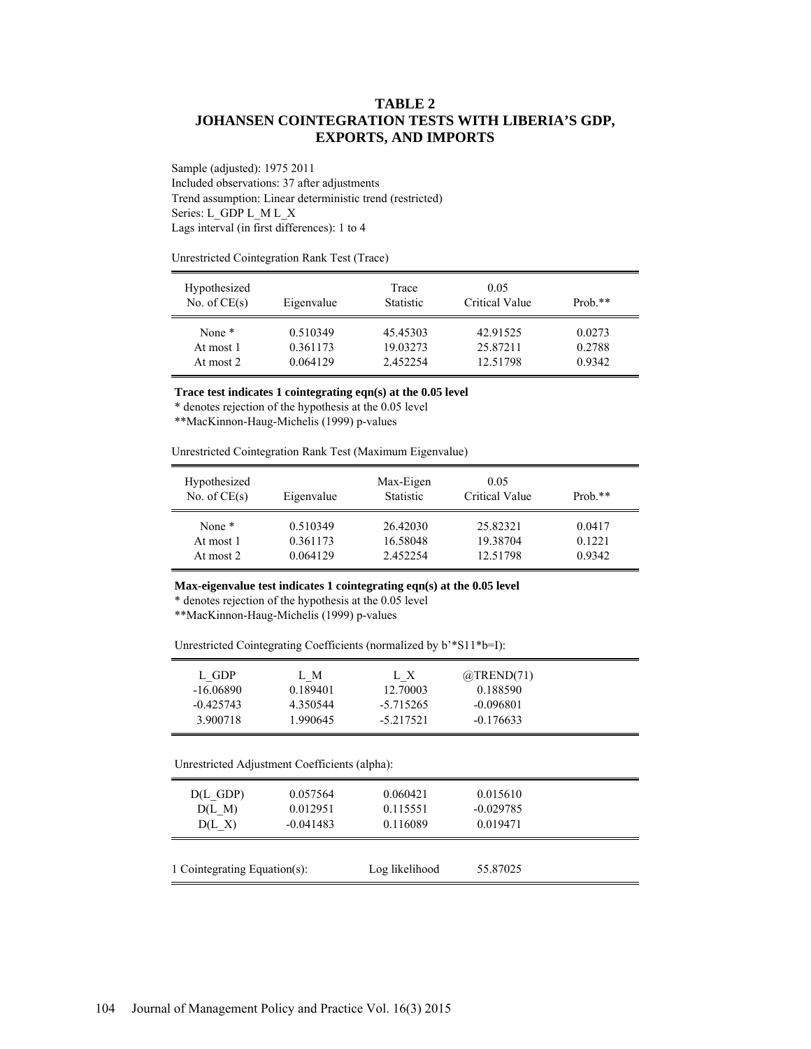## TABLE 2
## JOHANSEN COINTEGRATION TESTS WITH LIBERIA'S GDP, EXPORTS, AND IMPORTS

Sample (adjusted): 1975 2011
Included observations: 37 after adjustments
Trend assumption: Linear deterministic trend (restricted)
Series: L_GDP L_M L_X
Lags interval (in first differences): 1 to 4

Unrestricted Cointegration Rank Test (Trace)

| Hypothesized No. of CE(s) | Eigenvalue | Trace Statistic | 0.05 Critical Value | Prob.** |
|---|---|---|---|---|
| None * | 0.510349 | 45.45303 | 42.91525 | 0.0273 |
| At most 1 | 0.361173 | 19.03273 | 25.87211 | 0.2788 |
| At most 2 | 0.064129 | 2.452254 | 12.51798 | 0.9342 |

**Trace test indicates 1 cointegrating eqn(s) at the 0.05 level**
* denotes rejection of the hypothesis at the 0.05 level
**MacKinnon-Haug-Michelis (1999) p-values

Unrestricted Cointegration Rank Test (Maximum Eigenvalue)

| Hypothesized No. of CE(s) | Eigenvalue | Max-Eigen Statistic | 0.05 Critical Value | Prob.** |
|---|---|---|---|---|
| None * | 0.510349 | 26.42030 | 25.82321 | 0.0417 |
| At most 1 | 0.361173 | 16.58048 | 19.38704 | 0.1221 |
| At most 2 | 0.064129 | 2.452254 | 12.51798 | 0.9342 |

**Max-eigenvalue test indicates 1 cointegrating eqn(s) at the 0.05 level**
* denotes rejection of the hypothesis at the 0.05 level
**MacKinnon-Haug-Michelis (1999) p-values

Unrestricted Cointegrating Coefficients (normalized by b'*S11*b=I):

| L_GDP | L_M | L_X | @TREND(71) |
|---|---|---|---|
| -16.06890 | 0.189401 | 12.70003 | 0.188590 |
| -0.425743 | 4.350544 | -5.715265 | -0.096801 |
| 3.900718 | 1.990645 | -5.217521 | -0.176633 |

Unrestricted Adjustment Coefficients (alpha):

| | | | |
|---|---|---|---|
| D(L_GDP) | 0.057564 | 0.060421 | 0.015610 |
| D(L_M) | 0.012951 | 0.115551 | -0.029785 |
| D(L_X) | -0.041483 | 0.116089 | 0.019471 |

| 1 Cointegrating Equation(s): | Log likelihood | 55.87025 |
|---|---|---|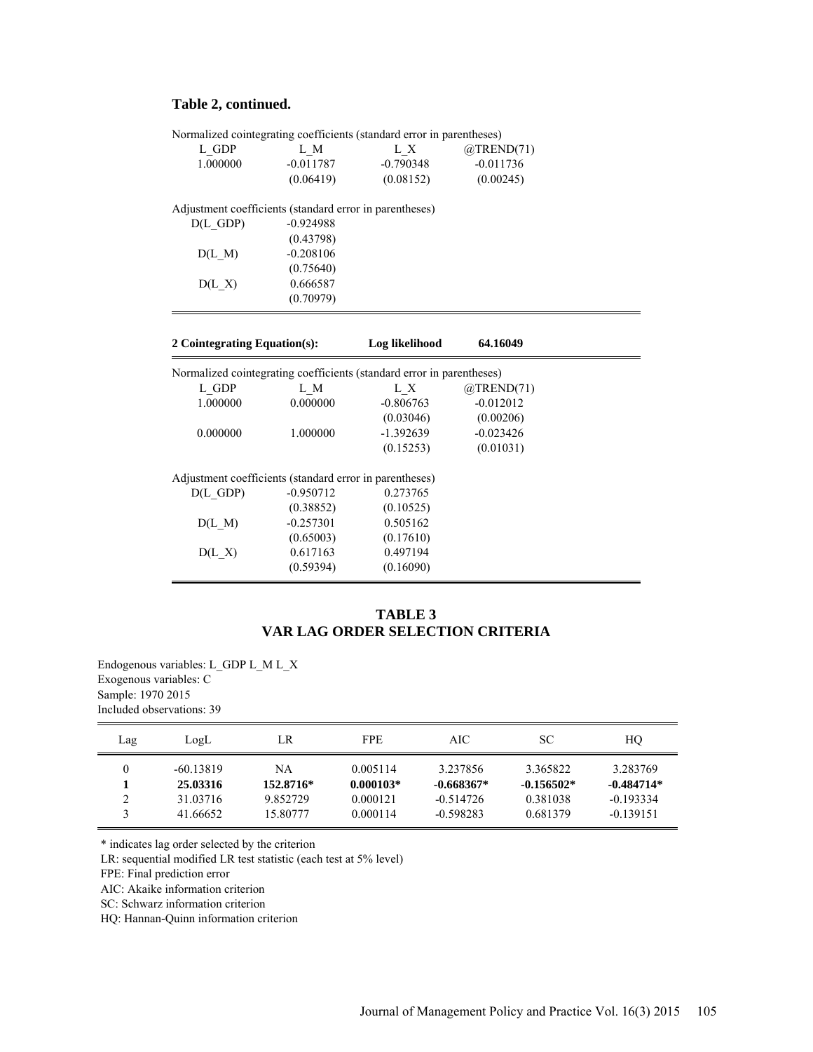**Table 2, continued.**

Normalized cointegrating coefficients (standard error in parentheses)

| L_GDP | L_M | L_X | @TREND(71) |
|---|---|---|---|
| 1.000000 | -0.011787 | -0.790348 | -0.011736 |
| | (0.06419) | (0.08152) | (0.00245) |

Adjustment coefficients (standard error in parentheses)

| | |
|---|---|
| D(L_GDP) | -0.924988 |
| | (0.43798) |
| D(L_M) | -0.208106 |
| | (0.75640) |
| D(L_X) | 0.666587 |
| | (0.70979) |

**2 Cointegrating Equation(s): Log likelihood 64.16049**

Normalized cointegrating coefficients (standard error in parentheses)

| L_GDP | L_M | L_X | @TREND(71) |
|---|---|---|---|
| 1.000000 | 0.000000 | -0.806763 | -0.012012 |
| | | (0.03046) | (0.00206) |
| 0.000000 | 1.000000 | -1.392639 | -0.023426 |
| | | (0.15253) | (0.01031) |

Adjustment coefficients (standard error in parentheses)

| | | |
|---|---|---|
| D(L_GDP) | -0.950712 | 0.273765 |
| | (0.38852) | (0.10525) |
| D(L_M) | -0.257301 | 0.505162 |
| | (0.65003) | (0.17610) |
| D(L_X) | 0.617163 | 0.497194 |
| | (0.59394) | (0.16090) |

## TABLE 3
## VAR LAG ORDER SELECTION CRITERIA

Endogenous variables: L_GDP L_M L_X
Exogenous variables: C
Sample: 1970 2015
Included observations: 39

| Lag | LogL | LR | FPE | AIC | SC | HQ |
|---|---|---|---|---|---|---|
| 0 | -60.13819 | NA | 0.005114 | 3.237856 | 3.365822 | 3.283769 |
| **1** | **25.03316** | **152.8716*** | **0.000103*** | **-0.668367*** | **-0.156502*** | **-0.484714*** |
| 2 | 31.03716 | 9.852729 | 0.000121 | -0.514726 | 0.381038 | -0.193334 |
| 3 | 41.66652 | 15.80777 | 0.000114 | -0.598283 | 0.681379 | -0.139151 |

\* indicates lag order selected by the criterion
LR: sequential modified LR test statistic (each test at 5% level)
FPE: Final prediction error
AIC: Akaike information criterion
SC: Schwarz information criterion
HQ: Hannan-Quinn information criterion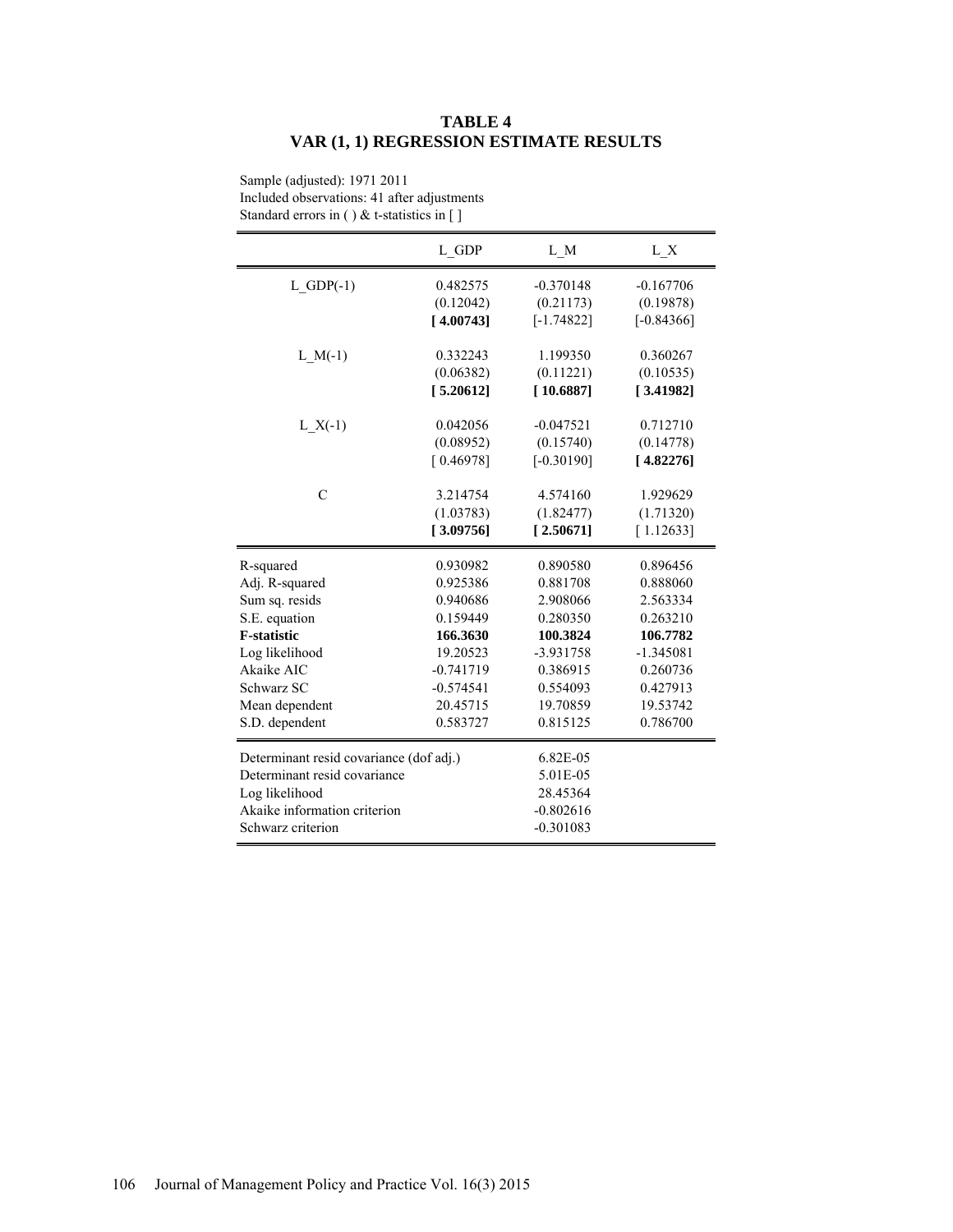**TABLE 4**
**VAR (1, 1) REGRESSION ESTIMATE RESULTS**

Sample (adjusted): 1971 2011
Included observations: 41 after adjustments
Standard errors in ( ) & t-statistics in [ ]

| | L_GDP | L_M | L_X |
|---|---|---|---|
| L_GDP(-1) | 0.482575 | -0.370148 | -0.167706 |
| | (0.12042) | (0.21173) | (0.19878) |
| | **[ 4.00743]** | [-1.74822] | [-0.84366] |
| L_M(-1) | 0.332243 | 1.199350 | 0.360267 |
| | (0.06382) | (0.11221) | (0.10535) |
| | **[ 5.20612]** | **[ 10.6887]** | **[ 3.41982]** |
| L_X(-1) | 0.042056 | -0.047521 | 0.712710 |
| | (0.08952) | (0.15740) | (0.14778) |
| | [ 0.46978] | [-0.30190] | **[ 4.82276]** |
| C | 3.214754 | 4.574160 | 1.929629 |
| | (1.03783) | (1.82477) | (1.71320) |
| | **[ 3.09756]** | **[ 2.50671]** | [ 1.12633] |
| R-squared | 0.930982 | 0.890580 | 0.896456 |
| Adj. R-squared | 0.925386 | 0.881708 | 0.888060 |
| Sum sq. resids | 0.940686 | 2.908066 | 2.563334 |
| S.E. equation | 0.159449 | 0.280350 | 0.263210 |
| **F-statistic** | **166.3630** | **100.3824** | **106.7782** |
| Log likelihood | 19.20523 | -3.931758 | -1.345081 |
| Akaike AIC | -0.741719 | 0.386915 | 0.260736 |
| Schwarz SC | -0.574541 | 0.554093 | 0.427913 |
| Mean dependent | 20.45715 | 19.70859 | 19.53742 |
| S.D. dependent | 0.583727 | 0.815125 | 0.786700 |

| | |
|---|---|
| Determinant resid covariance (dof adj.) | 6.82E-05 |
| Determinant resid covariance | 5.01E-05 |
| Log likelihood | 28.45364 |
| Akaike information criterion | -0.802616 |
| Schwarz criterion | -0.301083 |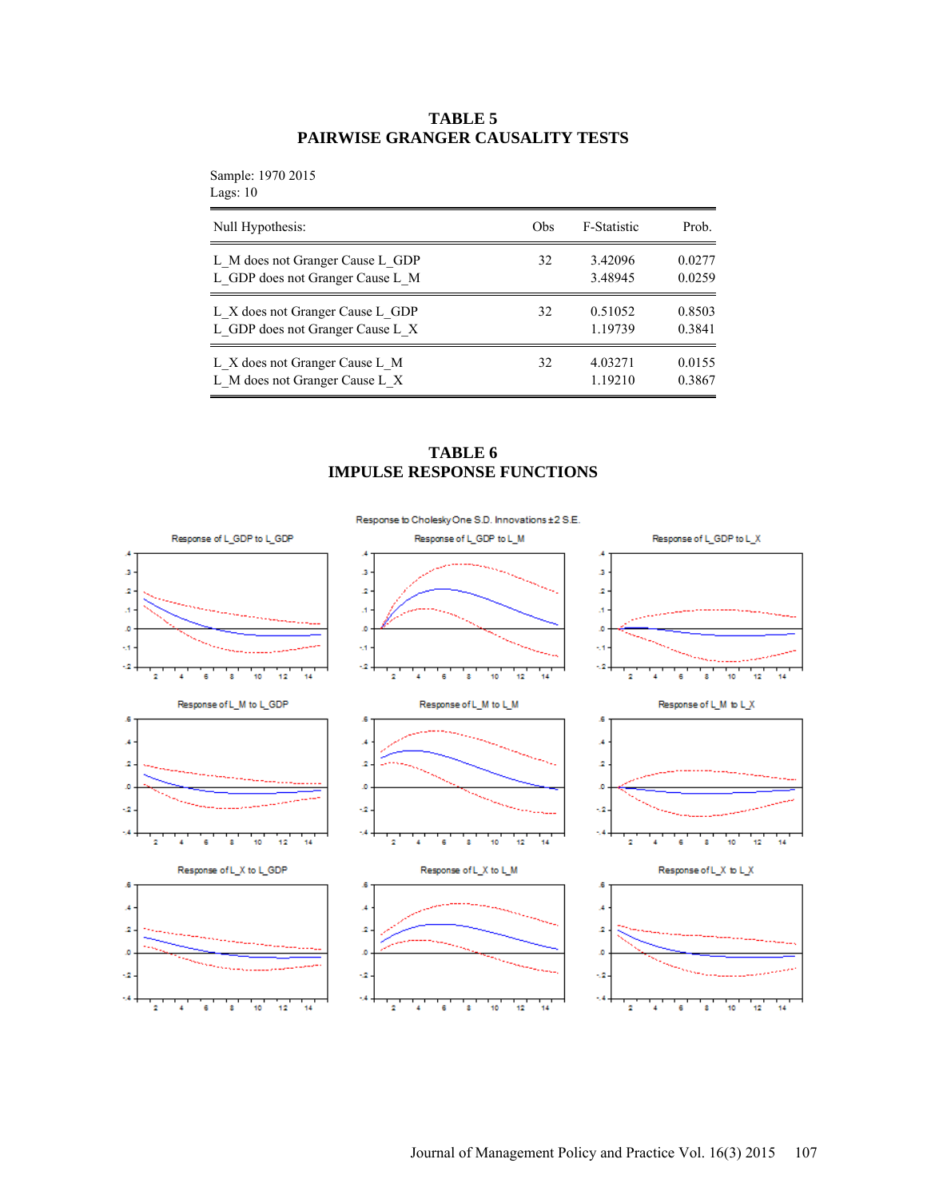**TABLE 5**
**PAIRWISE GRANGER CAUSALITY TESTS**

Sample: 1970 2015
Lags: 10

| Null Hypothesis: | Obs | F-Statistic | Prob. |
|---|---|---|---|
| L_M does not Granger Cause L_GDP | 32 | 3.42096 | 0.0277 |
| L_GDP does not Granger Cause L_M | | 3.48945 | 0.0259 |
| L_X does not Granger Cause L_GDP | 32 | 0.51052 | 0.8503 |
| L_GDP does not Granger Cause L_X | | 1.19739 | 0.3841 |
| L_X does not Granger Cause L_M | 32 | 4.03271 | 0.0155 |
| L_M does not Granger Cause L_X | | 1.19210 | 0.3867 |

**TABLE 6**
**IMPULSE RESPONSE FUNCTIONS**

Response to Cholesky One S.D. Innovations ±2 S.E.

Response of L_GDP to L_GDP | Response of L_GDP to L_M | Response of L_GDP to L_X

Response of L_M to L_GDP | Response of L_M to L_M | Response of L_M to L_X

Response of L_X to L_GDP | Response of L_X to L_M | Response of L_X to L_X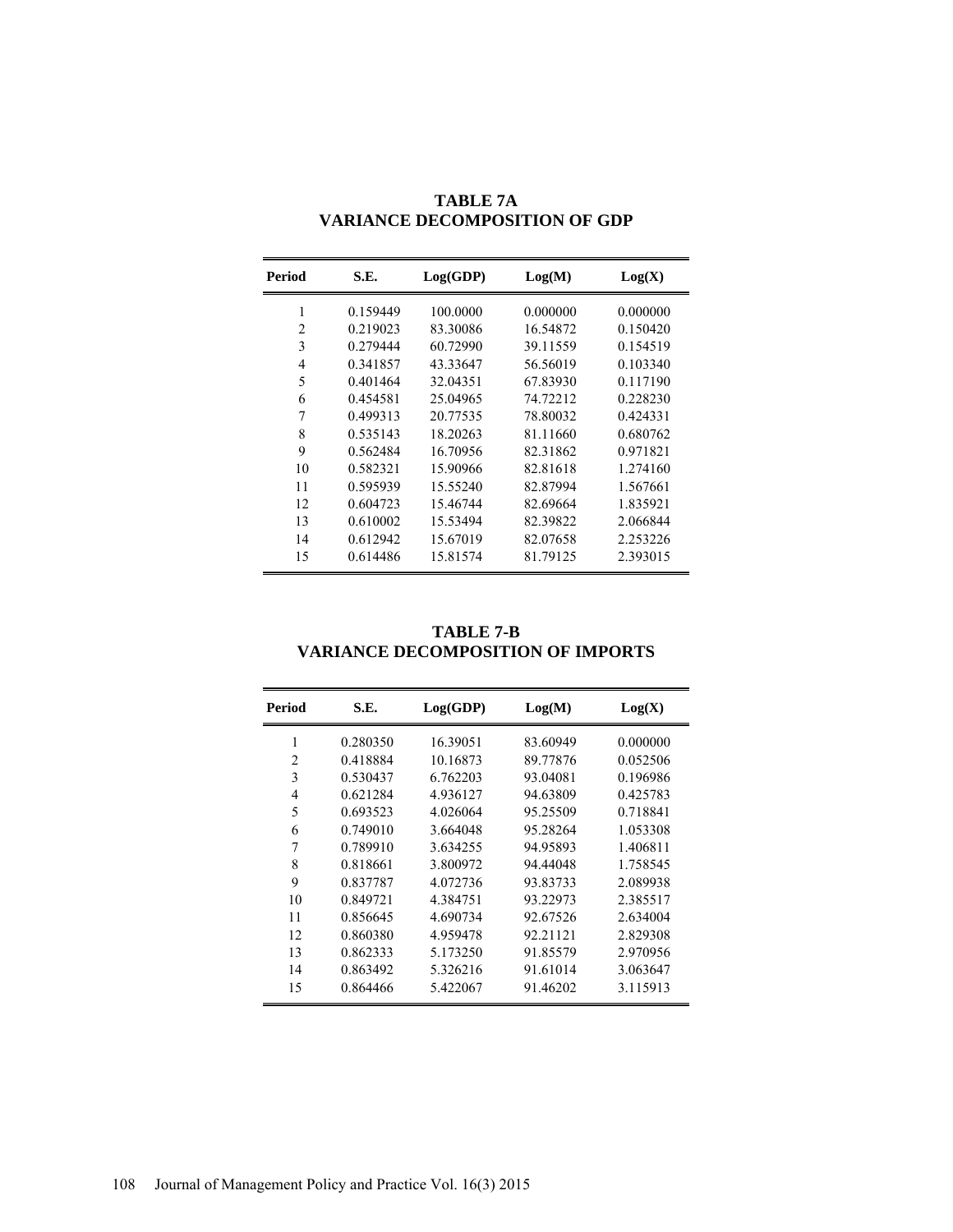**TABLE 7A**
**VARIANCE DECOMPOSITION OF GDP**

| Period | S.E. | Log(GDP) | Log(M) | Log(X) |
|---|---|---|---|---|
| 1 | 0.159449 | 100.0000 | 0.000000 | 0.000000 |
| 2 | 0.219023 | 83.30086 | 16.54872 | 0.150420 |
| 3 | 0.279444 | 60.72990 | 39.11559 | 0.154519 |
| 4 | 0.341857 | 43.33647 | 56.56019 | 0.103340 |
| 5 | 0.401464 | 32.04351 | 67.83930 | 0.117190 |
| 6 | 0.454581 | 25.04965 | 74.72212 | 0.228230 |
| 7 | 0.499313 | 20.77535 | 78.80032 | 0.424331 |
| 8 | 0.535143 | 18.20263 | 81.11660 | 0.680762 |
| 9 | 0.562484 | 16.70956 | 82.31862 | 0.971821 |
| 10 | 0.582321 | 15.90966 | 82.81618 | 1.274160 |
| 11 | 0.595939 | 15.55240 | 82.87994 | 1.567661 |
| 12 | 0.604723 | 15.46744 | 82.69664 | 1.835921 |
| 13 | 0.610002 | 15.53494 | 82.39822 | 2.066844 |
| 14 | 0.612942 | 15.67019 | 82.07658 | 2.253226 |
| 15 | 0.614486 | 15.81574 | 81.79125 | 2.393015 |

**TABLE 7-B**
**VARIANCE DECOMPOSITION OF IMPORTS**

| Period | S.E. | Log(GDP) | Log(M) | Log(X) |
|---|---|---|---|---|
| 1 | 0.280350 | 16.39051 | 83.60949 | 0.000000 |
| 2 | 0.418884 | 10.16873 | 89.77876 | 0.052506 |
| 3 | 0.530437 | 6.762203 | 93.04081 | 0.196986 |
| 4 | 0.621284 | 4.936127 | 94.63809 | 0.425783 |
| 5 | 0.693523 | 4.026064 | 95.25509 | 0.718841 |
| 6 | 0.749010 | 3.664048 | 95.28264 | 1.053308 |
| 7 | 0.789910 | 3.634255 | 94.95893 | 1.406811 |
| 8 | 0.818661 | 3.800972 | 94.44048 | 1.758545 |
| 9 | 0.837787 | 4.072736 | 93.83733 | 2.089938 |
| 10 | 0.849721 | 4.384751 | 93.22973 | 2.385517 |
| 11 | 0.856645 | 4.690734 | 92.67526 | 2.634004 |
| 12 | 0.860380 | 4.959478 | 92.21121 | 2.829308 |
| 13 | 0.862333 | 5.173250 | 91.85579 | 2.970956 |
| 14 | 0.863492 | 5.326216 | 91.61014 | 3.063647 |
| 15 | 0.864466 | 5.422067 | 91.46202 | 3.115913 |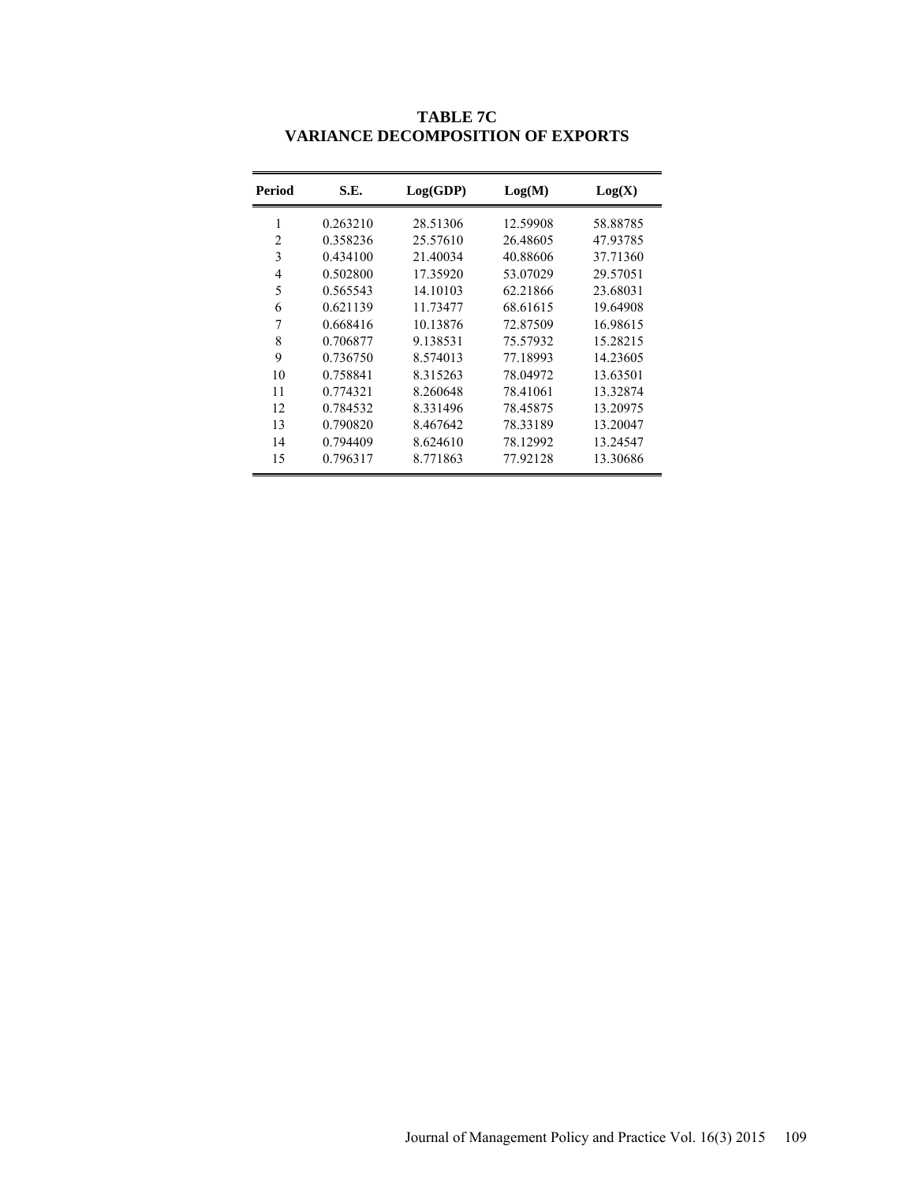**TABLE 7C**
**VARIANCE DECOMPOSITION OF EXPORTS**

| Period | S.E. | Log(GDP) | Log(M) | Log(X) |
|---|---|---|---|---|
| 1 | 0.263210 | 28.51306 | 12.59908 | 58.88785 |
| 2 | 0.358236 | 25.57610 | 26.48605 | 47.93785 |
| 3 | 0.434100 | 21.40034 | 40.88606 | 37.71360 |
| 4 | 0.502800 | 17.35920 | 53.07029 | 29.57051 |
| 5 | 0.565543 | 14.10103 | 62.21866 | 23.68031 |
| 6 | 0.621139 | 11.73477 | 68.61615 | 19.64908 |
| 7 | 0.668416 | 10.13876 | 72.87509 | 16.98615 |
| 8 | 0.706877 | 9.138531 | 75.57932 | 15.28215 |
| 9 | 0.736750 | 8.574013 | 77.18993 | 14.23605 |
| 10 | 0.758841 | 8.315263 | 78.04972 | 13.63501 |
| 11 | 0.774321 | 8.260648 | 78.41061 | 13.32874 |
| 12 | 0.784532 | 8.331496 | 78.45875 | 13.20975 |
| 13 | 0.790820 | 8.467642 | 78.33189 | 13.20047 |
| 14 | 0.794409 | 8.624610 | 78.12992 | 13.24547 |
| 15 | 0.796317 | 8.771863 | 77.92128 | 13.30686 |